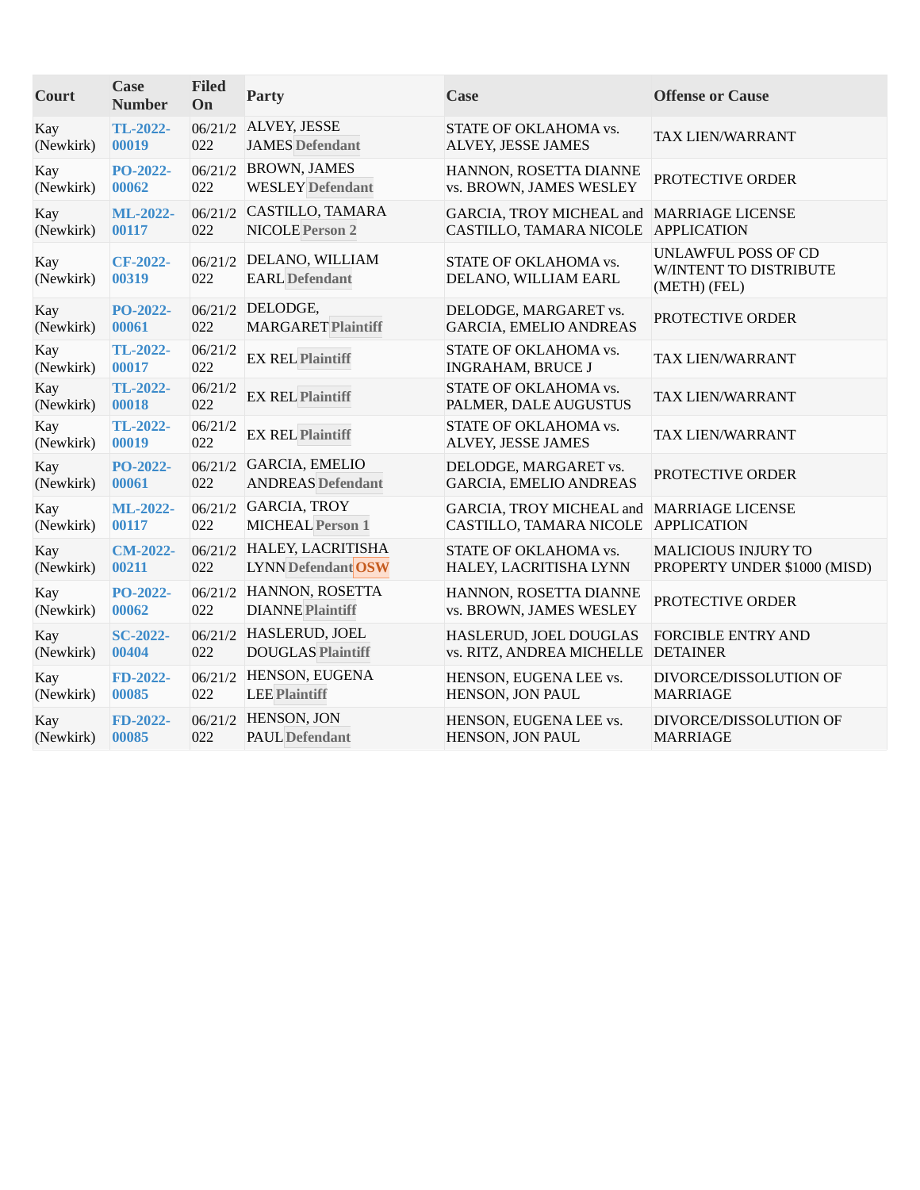| Court | Case Number | Filed On | Party | Case | Offense or Cause |
| --- | --- | --- | --- | --- | --- |
| Kay (Newkirk) | TL-2022-00019 | 06/21/2022 | ALVEY, JESSE JAMES **Defendant** | STATE OF OKLAHOMA vs. ALVEY, JESSE JAMES | TAX LIEN/WARRANT |
| Kay (Newkirk) | PO-2022-00062 | 06/21/2022 | BROWN, JAMES WESLEY **Defendant** | HANNON, ROSETTA DIANNE vs. BROWN, JAMES WESLEY | PROTECTIVE ORDER |
| Kay (Newkirk) | ML-2022-00117 | 06/21/2022 | CASTILLO, TAMARA NICOLE **Person 2** | GARCIA, TROY MICHEAL and CASTILLO, TAMARA NICOLE | MARRIAGE LICENSE APPLICATION |
| Kay (Newkirk) | CF-2022-00319 | 06/21/2022 | DELANO, WILLIAM EARL **Defendant** | STATE OF OKLAHOMA vs. DELANO, WILLIAM EARL | UNLAWFUL POSS OF CD W/INTENT TO DISTRIBUTE (METH) (FEL) |
| Kay (Newkirk) | PO-2022-00061 | 06/21/2022 | DELODGE, MARGARET **Plaintiff** | DELODGE, MARGARET vs. GARCIA, EMELIO ANDREAS | PROTECTIVE ORDER |
| Kay (Newkirk) | TL-2022-00017 | 06/21/2022 | EX REL **Plaintiff** | STATE OF OKLAHOMA vs. INGRAHAM, BRUCE J | TAX LIEN/WARRANT |
| Kay (Newkirk) | TL-2022-00018 | 06/21/2022 | EX REL **Plaintiff** | STATE OF OKLAHOMA vs. PALMER, DALE AUGUSTUS | TAX LIEN/WARRANT |
| Kay (Newkirk) | TL-2022-00019 | 06/21/2022 | EX REL **Plaintiff** | STATE OF OKLAHOMA vs. ALVEY, JESSE JAMES | TAX LIEN/WARRANT |
| Kay (Newkirk) | PO-2022-00061 | 06/21/2022 | GARCIA, EMELIO ANDREAS **Defendant** | DELODGE, MARGARET vs. GARCIA, EMELIO ANDREAS | PROTECTIVE ORDER |
| Kay (Newkirk) | ML-2022-00117 | 06/21/2022 | GARCIA, TROY MICHEAL **Person 1** | GARCIA, TROY MICHEAL and CASTILLO, TAMARA NICOLE | MARRIAGE LICENSE APPLICATION |
| Kay (Newkirk) | CM-2022-00211 | 06/21/2022 | HALEY, LACRITISHA LYNN **Defendant** **OSW** | STATE OF OKLAHOMA vs. HALEY, LACRITISHA LYNN | MALICIOUS INJURY TO PROPERTY UNDER $1000 (MISD) |
| Kay (Newkirk) | PO-2022-00062 | 06/21/2022 | HANNON, ROSETTA DIANNE **Plaintiff** | HANNON, ROSETTA DIANNE vs. BROWN, JAMES WESLEY | PROTECTIVE ORDER |
| Kay (Newkirk) | SC-2022-00404 | 06/21/2022 | HASLERUD, JOEL DOUGLAS **Plaintiff** | HASLERUD, JOEL DOUGLAS vs. RITZ, ANDREA MICHELLE | FORCIBLE ENTRY AND DETAINER |
| Kay (Newkirk) | FD-2022-00085 | 06/21/2022 | HENSON, EUGENA LEE **Plaintiff** | HENSON, EUGENA LEE vs. HENSON, JON PAUL | DIVORCE/DISSOLUTION OF MARRIAGE |
| Kay (Newkirk) | FD-2022-00085 | 06/21/2022 | HENSON, JON PAUL **Defendant** | HENSON, EUGENA LEE vs. HENSON, JON PAUL | DIVORCE/DISSOLUTION OF MARRIAGE |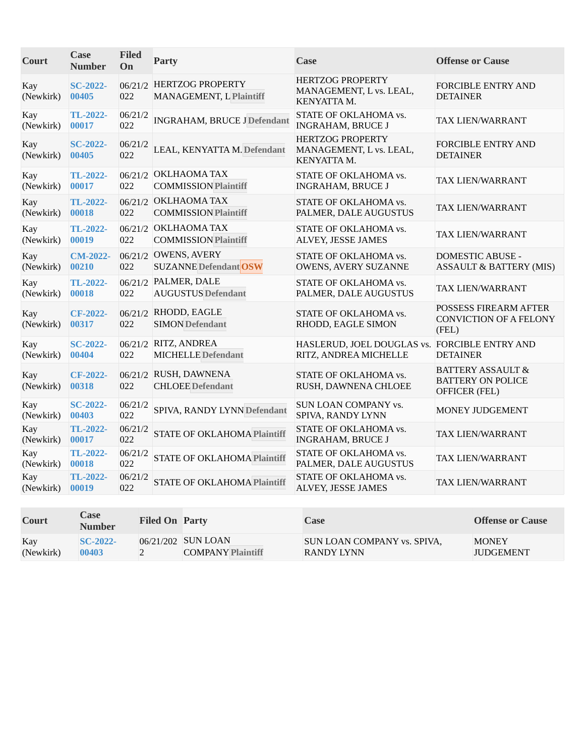| Court | Case Number | Filed On | Party | Case | Offense or Cause |
|---|---|---|---|---|---|
| Kay (Newkirk) | SC-2022-00405 | 06/21/2022 | HERTZOG PROPERTY MANAGEMENT, L Plaintiff | HERTZOG PROPERTY MANAGEMENT, L vs. LEAL, KENYATTA M. | FORCIBLE ENTRY AND DETAINER |
| Kay (Newkirk) | TL-2022-00017 | 06/21/2022 | INGRAHAM, BRUCE J Defendant | STATE OF OKLAHOMA vs. INGRAHAM, BRUCE J | TAX LIEN/WARRANT |
| Kay (Newkirk) | SC-2022-00405 | 06/21/2022 | LEAL, KENYATTA M. Defendant | HERTZOG PROPERTY MANAGEMENT, L vs. LEAL, KENYATTA M. | FORCIBLE ENTRY AND DETAINER |
| Kay (Newkirk) | TL-2022-00017 | 06/21/2022 | OKLHAOMA TAX COMMISSION Plaintiff | STATE OF OKLAHOMA vs. INGRAHAM, BRUCE J | TAX LIEN/WARRANT |
| Kay (Newkirk) | TL-2022-00018 | 06/21/2022 | OKLHAOMA TAX COMMISSION Plaintiff | STATE OF OKLAHOMA vs. PALMER, DALE AUGUSTUS | TAX LIEN/WARRANT |
| Kay (Newkirk) | TL-2022-00019 | 06/21/2022 | OKLHAOMA TAX COMMISSION Plaintiff | STATE OF OKLAHOMA vs. ALVEY, JESSE JAMES | TAX LIEN/WARRANT |
| Kay (Newkirk) | CM-2022-00210 | 06/21/2022 | OWENS, AVERY SUZANNE Defendant OSW | STATE OF OKLAHOMA vs. OWENS, AVERY SUZANNE | DOMESTIC ABUSE - ASSAULT & BATTERY (MIS) |
| Kay (Newkirk) | TL-2022-00018 | 06/21/2022 | PALMER, DALE AUGUSTUS Defendant | STATE OF OKLAHOMA vs. PALMER, DALE AUGUSTUS | TAX LIEN/WARRANT |
| Kay (Newkirk) | CF-2022-00317 | 06/21/2022 | RHODD, EAGLE SIMON Defendant | STATE OF OKLAHOMA vs. RHODD, EAGLE SIMON | POSSESS FIREARM AFTER CONVICTION OF A FELONY (FEL) |
| Kay (Newkirk) | SC-2022-00404 | 06/21/2022 | RITZ, ANDREA MICHELLE Defendant | HASLERUD, JOEL DOUGLAS vs. RITZ, ANDREA MICHELLE | FORCIBLE ENTRY AND DETAINER |
| Kay (Newkirk) | CF-2022-00318 | 06/21/2022 | RUSH, DAWNENA CHLOEE Defendant | STATE OF OKLAHOMA vs. RUSH, DAWNENA CHLOEE | BATTERY ASSAULT & BATTERY ON POLICE OFFICER (FEL) |
| Kay (Newkirk) | SC-2022-00403 | 06/21/2022 | SPIVA, RANDY LYNN Defendant | SUN LOAN COMPANY vs. SPIVA, RANDY LYNN | MONEY JUDGEMENT |
| Kay (Newkirk) | TL-2022-00017 | 06/21/2022 | STATE OF OKLAHOMA Plaintiff | STATE OF OKLAHOMA vs. INGRAHAM, BRUCE J | TAX LIEN/WARRANT |
| Kay (Newkirk) | TL-2022-00018 | 06/21/2022 | STATE OF OKLAHOMA Plaintiff | STATE OF OKLAHOMA vs. PALMER, DALE AUGUSTUS | TAX LIEN/WARRANT |
| Kay (Newkirk) | TL-2022-00019 | 06/21/2022 | STATE OF OKLAHOMA Plaintiff | STATE OF OKLAHOMA vs. ALVEY, JESSE JAMES | TAX LIEN/WARRANT |

| Court | Case Number | Filed On | Party | Case | Offense or Cause |
|---|---|---|---|---|---|
| Kay (Newkirk) | SC-2022-00403 | 06/21/2022 | SUN LOAN COMPANY Plaintiff | SUN LOAN COMPANY vs. SPIVA, RANDY LYNN | MONEY JUDGEMENT |